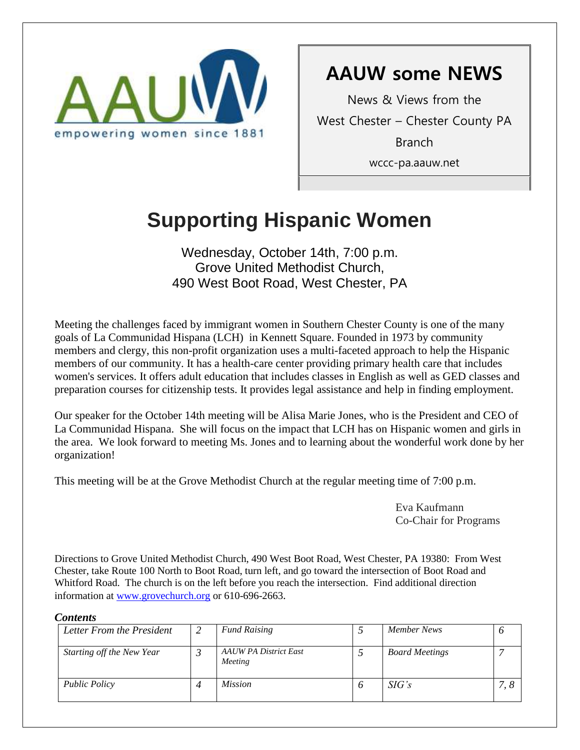AAUW empowering women since 1881

# AAUW some NEWS

News & Views from the

West Chester – Chester County PA

Branch

wccc-pa.aauw.net

# Supporting Hispanic Women

Wednesday, October 14th, 7:00 p.m.
Grove United Methodist Church,
490 West Boot Road, West Chester, PA

Meeting the challenges faced by immigrant women in Southern Chester County is one of the many goals of La Communidad Hispana (LCH) in Kennett Square. Founded in 1973 by community members and clergy, this non-profit organization uses a multi-faceted approach to help the Hispanic members of our community. It has a health-care center providing primary health care that includes women's services. It offers adult education that includes classes in English as well as GED classes and preparation courses for citizenship tests. It provides legal assistance and help in finding employment.

Our speaker for the October 14th meeting will be Alisa Marie Jones, who is the President and CEO of La Communidad Hispana. She will focus on the impact that LCH has on Hispanic women and girls in the area. We look forward to meeting Ms. Jones and to learning about the wonderful work done by her organization!

This meeting will be at the Grove Methodist Church at the regular meeting time of 7:00 p.m.

Eva Kaufmann
Co-Chair for Programs

Directions to Grove United Methodist Church, 490 West Boot Road, West Chester, PA 19380: From West Chester, take Route 100 North to Boot Road, turn left, and go toward the intersection of Boot Road and Whitford Road. The church is on the left before you reach the intersection. Find additional direction information at www.grovechurch.org or 610-696-2663.

***Contents***

| | | | | | |
|---|---|---|---|---|---|
| *Letter From the President* | *2* | *Fund Raising* | *5* | *Member News* | *6* |
| *Starting off the New Year* | *3* | *AAUW PA District East Meeting* | *5* | *Board Meetings* | *7* |
| *Public Policy* | *4* | *Mission* | *6* | *SIG's* | *7, 8* |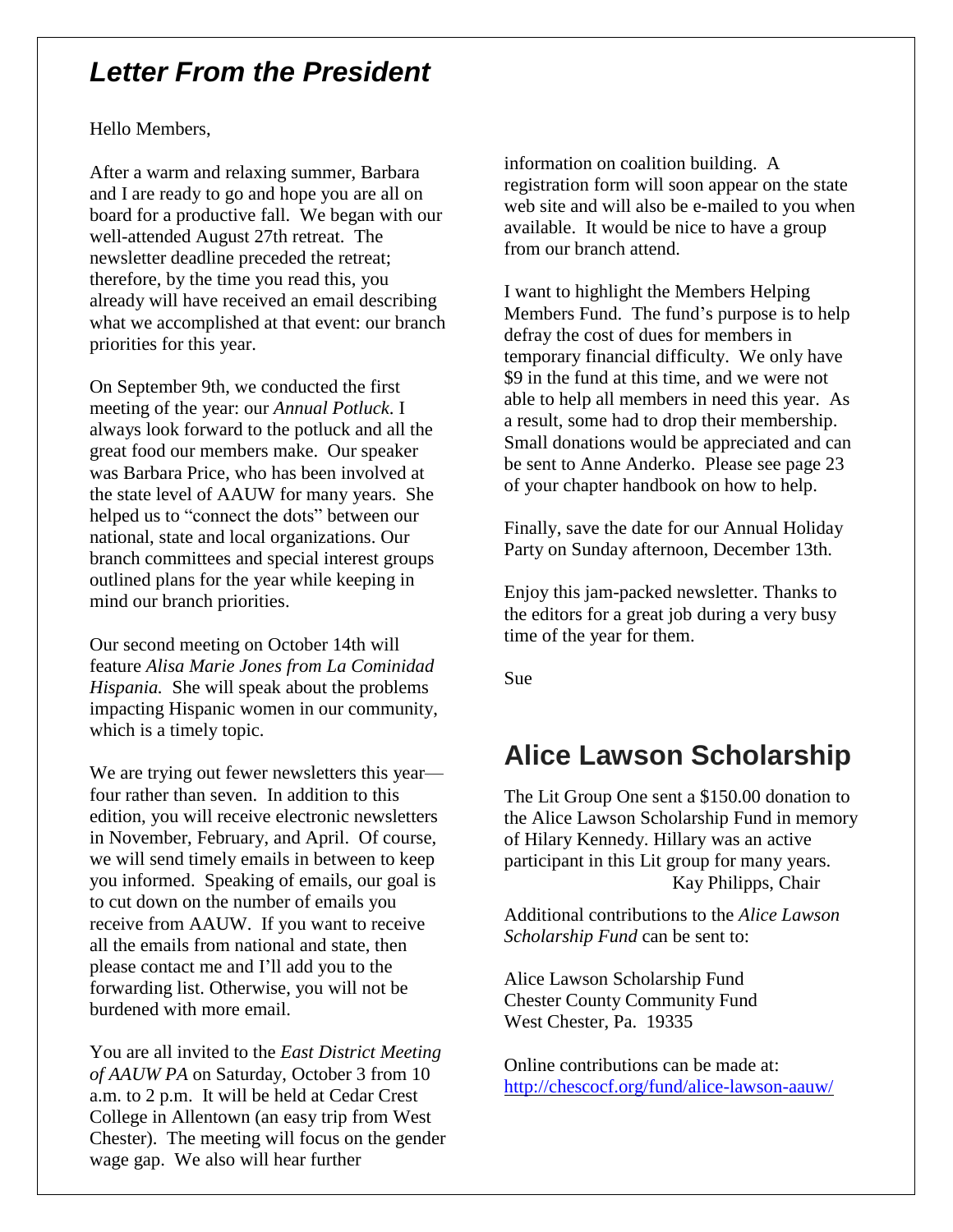## *Letter From the President*

Hello Members,

After a warm and relaxing summer, Barbara and I are ready to go and hope you are all on board for a productive fall. We began with our well-attended August 27th retreat. The newsletter deadline preceded the retreat; therefore, by the time you read this, you already will have received an email describing what we accomplished at that event: our branch priorities for this year.

On September 9th, we conducted the first meeting of the year: our *Annual Potluck*. I always look forward to the potluck and all the great food our members make. Our speaker was Barbara Price, who has been involved at the state level of AAUW for many years. She helped us to "connect the dots" between our national, state and local organizations. Our branch committees and special interest groups outlined plans for the year while keeping in mind our branch priorities.

Our second meeting on October 14th will feature *Alisa Marie Jones from La Cominidad Hispania.* She will speak about the problems impacting Hispanic women in our community, which is a timely topic.

We are trying out fewer newsletters this year—four rather than seven. In addition to this edition, you will receive electronic newsletters in November, February, and April. Of course, we will send timely emails in between to keep you informed. Speaking of emails, our goal is to cut down on the number of emails you receive from AAUW. If you want to receive all the emails from national and state, then please contact me and I'll add you to the forwarding list. Otherwise, you will not be burdened with more email.

You are all invited to the *East District Meeting of AAUW PA* on Saturday, October 3 from 10 a.m. to 2 p.m. It will be held at Cedar Crest College in Allentown (an easy trip from West Chester). The meeting will focus on the gender wage gap. We also will hear further information on coalition building. A registration form will soon appear on the state web site and will also be e-mailed to you when available. It would be nice to have a group from our branch attend.

I want to highlight the Members Helping Members Fund. The fund's purpose is to help defray the cost of dues for members in temporary financial difficulty. We only have $9 in the fund at this time, and we were not able to help all members in need this year. As a result, some had to drop their membership. Small donations would be appreciated and can be sent to Anne Anderko. Please see page 23 of your chapter handbook on how to help.

Finally, save the date for our Annual Holiday Party on Sunday afternoon, December 13th.

Enjoy this jam-packed newsletter. Thanks to the editors for a great job during a very busy time of the year for them.

Sue

## Alice Lawson Scholarship

The Lit Group One sent a $150.00 donation to the Alice Lawson Scholarship Fund in memory of Hilary Kennedy. Hillary was an active participant in this Lit group for many years.

Kay Philipps, Chair

Additional contributions to the *Alice Lawson Scholarship Fund* can be sent to:

Alice Lawson Scholarship Fund  
Chester County Community Fund  
West Chester, Pa. 19335

Online contributions can be made at:  
http://chescocf.org/fund/alice-lawson-aauw/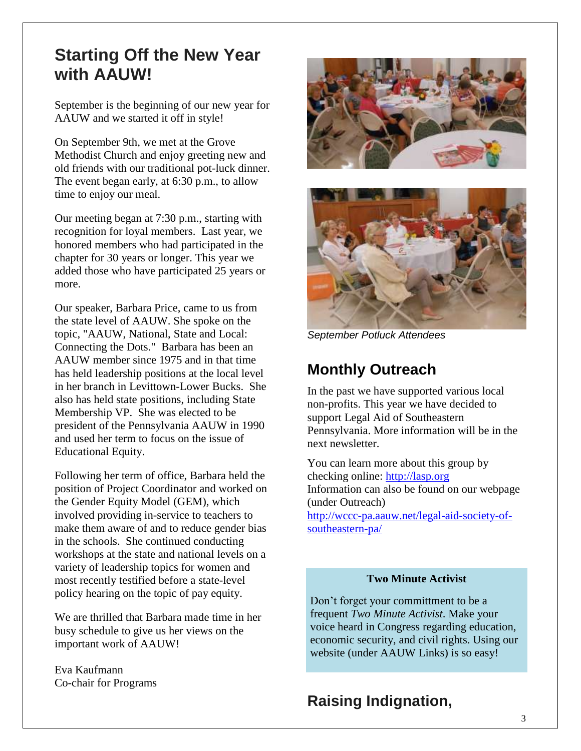## Starting Off the New Year with AAUW!

September is the beginning of our new year for AAUW and we started it off in style!

On September 9th, we met at the Grove Methodist Church and enjoy greeting new and old friends with our traditional pot-luck dinner. The event began early, at 6:30 p.m., to allow time to enjoy our meal.

Our meeting began at 7:30 p.m., starting with recognition for loyal members. Last year, we honored members who had participated in the chapter for 30 years or longer. This year we added those who have participated 25 years or more.

Our speaker, Barbara Price, came to us from the state level of AAUW. She spoke on the topic, "AAUW, National, State and Local: Connecting the Dots." Barbara has been an AAUW member since 1975 and in that time has held leadership positions at the local level in her branch in Levittown-Lower Bucks. She also has held state positions, including State Membership VP. She was elected to be president of the Pennsylvania AAUW in 1990 and used her term to focus on the issue of Educational Equity.

Following her term of office, Barbara held the position of Project Coordinator and worked on the Gender Equity Model (GEM), which involved providing in-service to teachers to make them aware of and to reduce gender bias in the schools. She continued conducting workshops at the state and national levels on a variety of leadership topics for women and most recently testified before a state-level policy hearing on the topic of pay equity.

We are thrilled that Barbara made time in her busy schedule to give us her views on the important work of AAUW!

Eva Kaufmann
Co-chair for Programs

*September Potluck Attendees*

## Monthly Outreach

In the past we have supported various local non-profits. This year we have decided to support Legal Aid of Southeastern Pennsylvania. More information will be in the next newsletter.

You can learn more about this group by checking online: http://lasp.org
Information can also be found on our webpage (under Outreach)
http://wccc-pa.aauw.net/legal-aid-society-of-southeastern-pa/

**Two Minute Activist**

Don't forget your committment to be a frequent *Two Minute Activist*. Make your voice heard in Congress regarding education, economic security, and civil rights. Using our website (under AAUW Links) is so easy!

## Raising Indignation,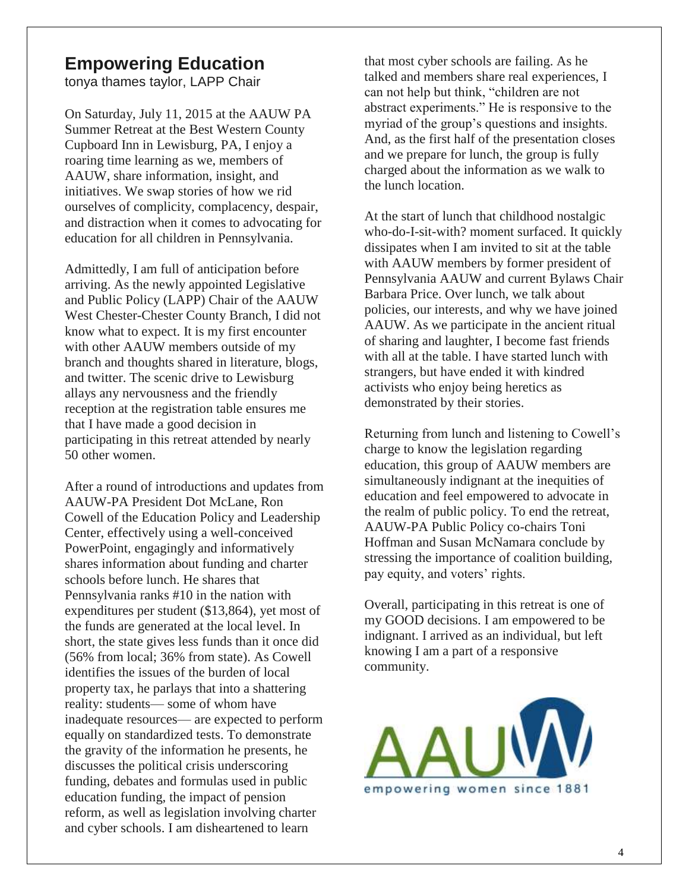# Empowering Education

tonya thames taylor, LAPP Chair

On Saturday, July 11, 2015 at the AAUW PA Summer Retreat at the Best Western County Cupboard Inn in Lewisburg, PA, I enjoy a roaring time learning as we, members of AAUW, share information, insight, and initiatives. We swap stories of how we rid ourselves of complicity, complacency, despair, and distraction when it comes to advocating for education for all children in Pennsylvania.

Admittedly, I am full of anticipation before arriving. As the newly appointed Legislative and Public Policy (LAPP) Chair of the AAUW West Chester-Chester County Branch, I did not know what to expect. It is my first encounter with other AAUW members outside of my branch and thoughts shared in literature, blogs, and twitter. The scenic drive to Lewisburg allays any nervousness and the friendly reception at the registration table ensures me that I have made a good decision in participating in this retreat attended by nearly 50 other women.

After a round of introductions and updates from AAUW-PA President Dot McLane, Ron Cowell of the Education Policy and Leadership Center, effectively using a well-conceived PowerPoint, engagingly and informatively shares information about funding and charter schools before lunch. He shares that Pennsylvania ranks #10 in the nation with expenditures per student ($13,864), yet most of the funds are generated at the local level. In short, the state gives less funds than it once did (56% from local; 36% from state). As Cowell identifies the issues of the burden of local property tax, he parlays that into a shattering reality: students— some of whom have inadequate resources— are expected to perform equally on standardized tests. To demonstrate the gravity of the information he presents, he discusses the political crisis underscoring funding, debates and formulas used in public education funding, the impact of pension reform, as well as legislation involving charter and cyber schools. I am disheartened to learn that most cyber schools are failing. As he talked and members share real experiences, I can not help but think, "children are not abstract experiments." He is responsive to the myriad of the group's questions and insights. And, as the first half of the presentation closes and we prepare for lunch, the group is fully charged about the information as we walk to the lunch location.

At the start of lunch that childhood nostalgic who-do-I-sit-with? moment surfaced. It quickly dissipates when I am invited to sit at the table with AAUW members by former president of Pennsylvania AAUW and current Bylaws Chair Barbara Price. Over lunch, we talk about policies, our interests, and why we have joined AAUW. As we participate in the ancient ritual of sharing and laughter, I become fast friends with all at the table. I have started lunch with strangers, but have ended it with kindred activists who enjoy being heretics as demonstrated by their stories.

Returning from lunch and listening to Cowell's charge to know the legislation regarding education, this group of AAUW members are simultaneously indignant at the inequities of education and feel empowered to advocate in the realm of public policy. To end the retreat, AAUW-PA Public Policy co-chairs Toni Hoffman and Susan McNamara conclude by stressing the importance of coalition building, pay equity, and voters' rights.

Overall, participating in this retreat is one of my GOOD decisions. I am empowered to be indignant. I arrived as an individual, but left knowing I am a part of a responsive community.

AAUW
empowering women since 1881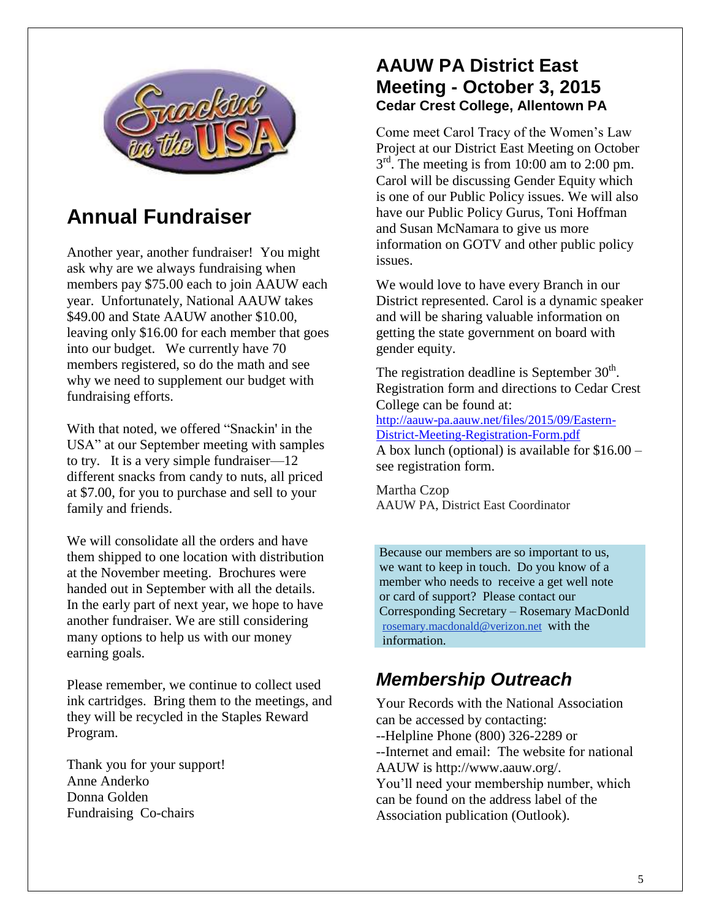## Annual Fundraiser

Another year, another fundraiser! You might ask why are we always fundraising when members pay $75.00 each to join AAUW each year. Unfortunately, National AAUW takes $49.00 and State AAUW another $10.00, leaving only $16.00 for each member that goes into our budget. We currently have 70 members registered, so do the math and see why we need to supplement our budget with fundraising efforts.

With that noted, we offered "Snackin' in the USA" at our September meeting with samples to try. It is a very simple fundraiser—12 different snacks from candy to nuts, all priced at $7.00, for you to purchase and sell to your family and friends.

We will consolidate all the orders and have them shipped to one location with distribution at the November meeting. Brochures were handed out in September with all the details. In the early part of next year, we hope to have another fundraiser. We are still considering many options to help us with our money earning goals.

Please remember, we continue to collect used ink cartridges. Bring them to the meetings, and they will be recycled in the Staples Reward Program.

Thank you for your support!
Anne Anderko
Donna Golden
Fundraising Co-chairs

## AAUW PA District East Meeting - October 3, 2015

**Cedar Crest College, Allentown PA**

Come meet Carol Tracy of the Women's Law Project at our District East Meeting on October 3rd. The meeting is from 10:00 am to 2:00 pm. Carol will be discussing Gender Equity which is one of our Public Policy issues. We will also have our Public Policy Gurus, Toni Hoffman and Susan McNamara to give us more information on GOTV and other public policy issues.

We would love to have every Branch in our District represented. Carol is a dynamic speaker and will be sharing valuable information on getting the state government on board with gender equity.

The registration deadline is September 30th. Registration form and directions to Cedar Crest College can be found at:
http://aauw-pa.aauw.net/files/2015/09/Eastern-District-Meeting-Registration-Form.pdf
A box lunch (optional) is available for $16.00 – see registration form.

Martha Czop
AAUW PA, District East Coordinator

Because our members are so important to us, we want to keep in touch. Do you know of a member who needs to receive a get well note or card of support? Please contact our Corresponding Secretary – Rosemary MacDonld rosemary.macdonald@verizon.net with the information.

## *Membership Outreach*

Your Records with the National Association can be accessed by contacting:
--Helpline Phone (800) 326-2289 or
--Internet and email: The website for national AAUW is http://www.aauw.org/.
You'll need your membership number, which can be found on the address label of the Association publication (Outlook).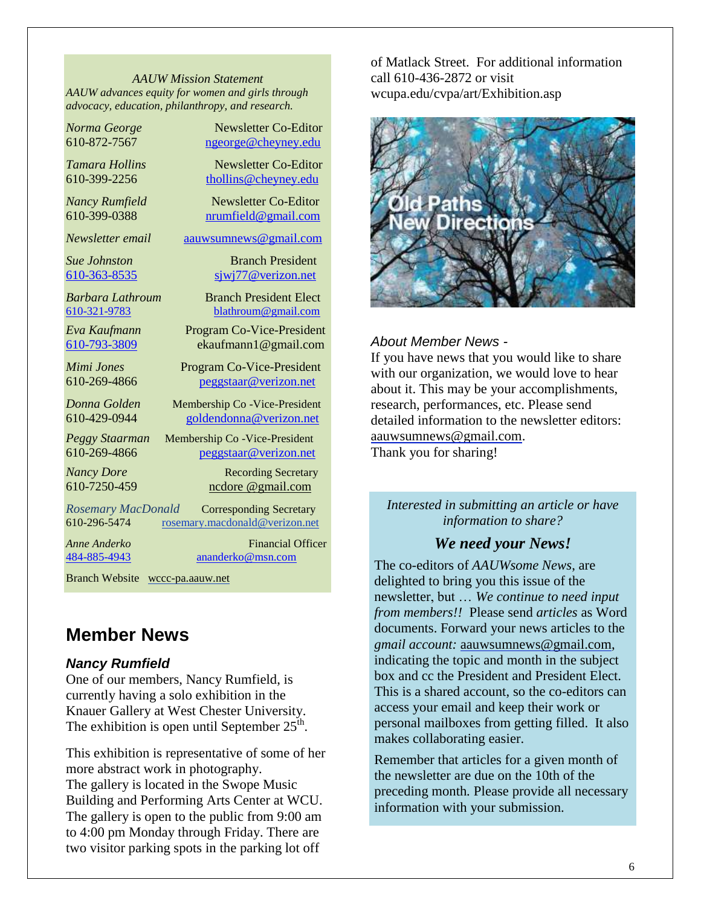*AAUW Mission Statement*

*AAUW advances equity for women and girls through advocacy, education, philanthropy, and research.*

| | |
|---|---|
| *Norma George* 610-872-7567 | Newsletter Co-Editor ngeorge@cheyney.edu |
| *Tamara Hollins* 610-399-2256 | Newsletter Co-Editor thollins@cheyney.edu |
| *Nancy Rumfield* 610-399-0388 | Newsletter Co-Editor nrumfield@gmail.com |
| *Newsletter email* | aauwsumnews@gmail.com |
| *Sue Johnston* 610-363-8535 | Branch President sjwj77@verizon.net |
| *Barbara Lathroum* 610-321-9783 | Branch President Elect blathroum@gmail.com |
| *Eva Kaufmann* 610-793-3809 | Program Co-Vice-President ekaufmann1@gmail.com |
| *Mimi Jones* 610-269-4866 | Program Co-Vice-President peggstaar@verizon.net |
| *Donna Golden* 610-429-0944 | Membership Co -Vice-President goldendonna@verizon.net |
| *Peggy Staarman* 610-269-4866 | Membership Co -Vice-President peggstaar@verizon.net |
| *Nancy Dore* 610-7250-459 | Recording Secretary ncdore @gmail.com |
| *Rosemary MacDonald* 610-296-5474 | Corresponding Secretary rosemary.macdonald@verizon.net |
| *Anne Anderko* 484-885-4943 | Financial Officer ananderko@msn.com |

Branch Website wccc-pa.aauw.net

## Member News

### *Nancy Rumfield*

One of our members, Nancy Rumfield, is currently having a solo exhibition in the Knauer Gallery at West Chester University. The exhibition is open until September 25th.

This exhibition is representative of some of her more abstract work in photography. The gallery is located in the Swope Music Building and Performing Arts Center at WCU. The gallery is open to the public from 9:00 am to 4:00 pm Monday through Friday. There are two visitor parking spots in the parking lot off of Matlack Street. For additional information call 610-436-2872 or visit wcupa.edu/cvpa/art/Exhibition.asp

Old Paths New Directions

*About Member News -*

If you have news that you would like to share with our organization, we would love to hear about it. This may be your accomplishments, research, performances, etc. Please send detailed information to the newsletter editors: aauwsumnews@gmail.com.
Thank you for sharing!

*Interested in submitting an article or have information to share?*

### *We need your News!*

The co-editors of *AAUWsome News*, are delighted to bring you this issue of the newsletter, but … *We continue to need input from members!!* Please send *articles* as Word documents. Forward your news articles to the *gmail account:* aauwsumnews@gmail.com, indicating the topic and month in the subject box and cc the President and President Elect. This is a shared account, so the co-editors can access your email and keep their work or personal mailboxes from getting filled. It also makes collaborating easier.

Remember that articles for a given month of the newsletter are due on the 10th of the preceding month. Please provide all necessary information with your submission.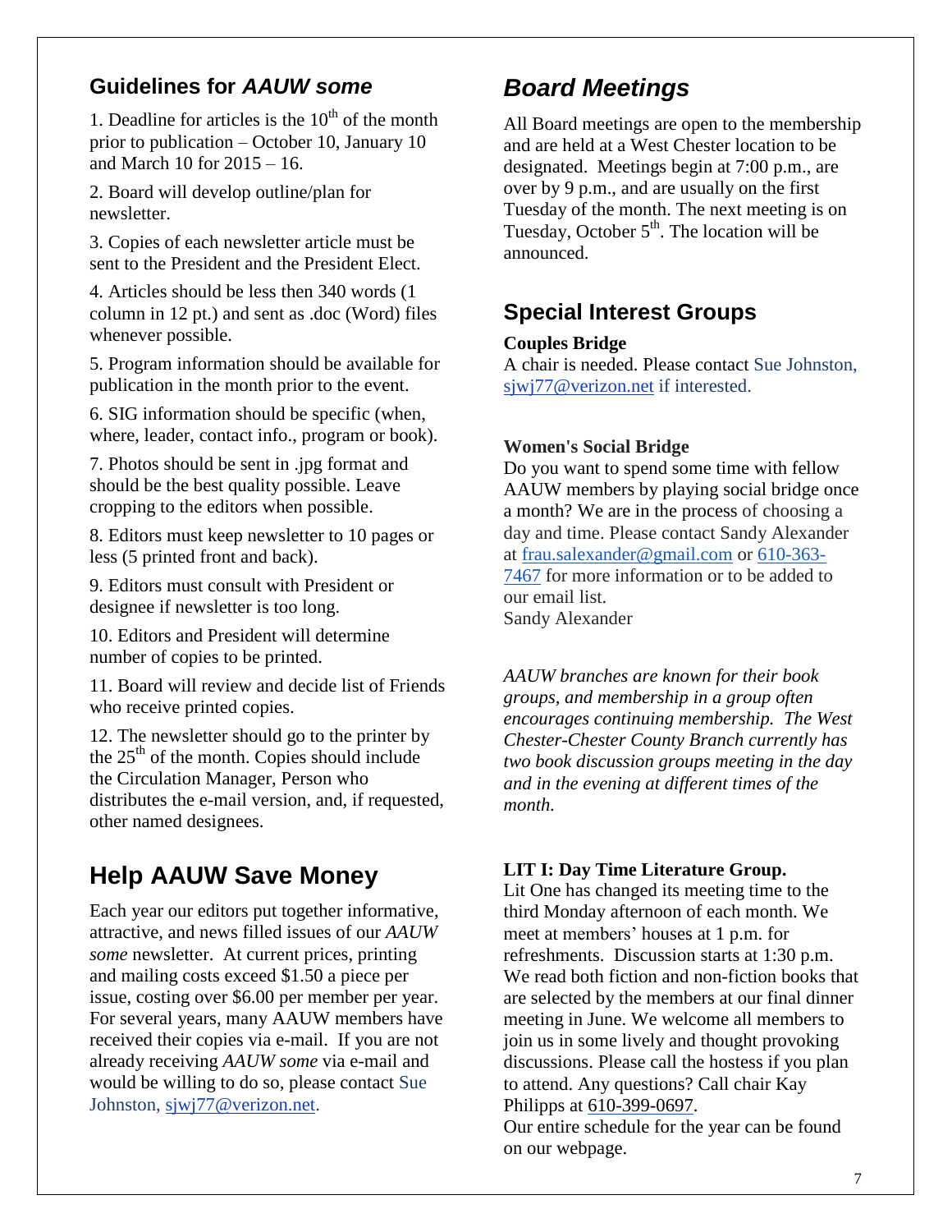## Guidelines for *AAUW some*

1. Deadline for articles is the 10th of the month prior to publication – October 10, January 10 and March 10 for 2015 – 16.

2. Board will develop outline/plan for newsletter.

3. Copies of each newsletter article must be sent to the President and the President Elect.

4. Articles should be less then 340 words (1 column in 12 pt.) and sent as .doc (Word) files whenever possible.

5. Program information should be available for publication in the month prior to the event.

6. SIG information should be specific (when, where, leader, contact info., program or book).

7. Photos should be sent in .jpg format and should be the best quality possible. Leave cropping to the editors when possible.

8. Editors must keep newsletter to 10 pages or less (5 printed front and back).

9. Editors must consult with President or designee if newsletter is too long.

10. Editors and President will determine number of copies to be printed.

11. Board will review and decide list of Friends who receive printed copies.

12. The newsletter should go to the printer by the 25th of the month. Copies should include the Circulation Manager, Person who distributes the e-mail version, and, if requested, other named designees.

# Help AAUW Save Money

Each year our editors put together informative, attractive, and news filled issues of our *AAUW some* newsletter. At current prices, printing and mailing costs exceed $1.50 a piece per issue, costing over $6.00 per member per year. For several years, many AAUW members have received their copies via e-mail. If you are not already receiving *AAUW some* via e-mail and would be willing to do so, please contact Sue Johnston, sjwj77@verizon.net.

# *Board Meetings*

All Board meetings are open to the membership and are held at a West Chester location to be designated. Meetings begin at 7:00 p.m., are over by 9 p.m., and are usually on the first Tuesday of the month. The next meeting is on Tuesday, October 5th. The location will be announced.

## Special Interest Groups

**Couples Bridge**
A chair is needed. Please contact Sue Johnston, sjwj77@verizon.net if interested.

**Women's Social Bridge**
Do you want to spend some time with fellow AAUW members by playing social bridge once a month? We are in the process of choosing a day and time. Please contact Sandy Alexander at frau.salexander@gmail.com or 610-363-7467 for more information or to be added to our email list.
Sandy Alexander

*AAUW branches are known for their book groups, and membership in a group often encourages continuing membership. The West Chester-Chester County Branch currently has two book discussion groups meeting in the day and in the evening at different times of the month.*

**LIT I: Day Time Literature Group.**
Lit One has changed its meeting time to the third Monday afternoon of each month. We meet at members' houses at 1 p.m. for refreshments. Discussion starts at 1:30 p.m. We read both fiction and non-fiction books that are selected by the members at our final dinner meeting in June. We welcome all members to join us in some lively and thought provoking discussions. Please call the hostess if you plan to attend. Any questions? Call chair Kay Philipps at 610-399-0697.
Our entire schedule for the year can be found on our webpage.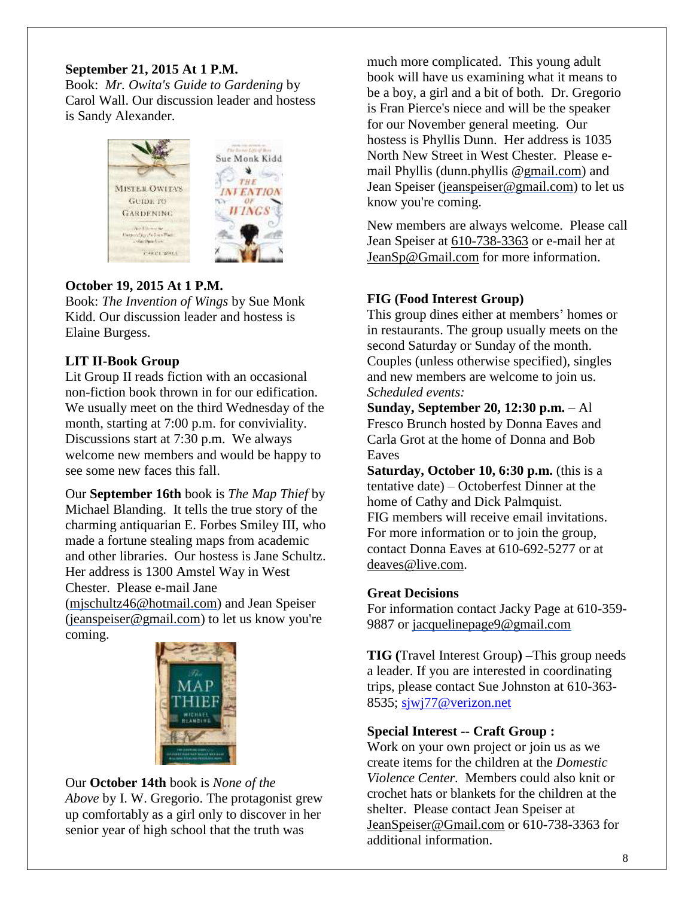**September 21, 2015 At 1 P.M.**
Book: *Mr. Owita's Guide to Gardening* by Carol Wall. Our discussion leader and hostess is Sandy Alexander.

**October 19, 2015 At 1 P.M.**
Book: *The Invention of Wings* by Sue Monk Kidd. Our discussion leader and hostess is Elaine Burgess.

**LIT II-Book Group**
Lit Group II reads fiction with an occasional non-fiction book thrown in for our edification. We usually meet on the third Wednesday of the month, starting at 7:00 p.m. for conviviality. Discussions start at 7:30 p.m. We always welcome new members and would be happy to see some new faces this fall.

Our **September 16th** book is *The Map Thief* by Michael Blanding. It tells the true story of the charming antiquarian E. Forbes Smiley III, who made a fortune stealing maps from academic and other libraries. Our hostess is Jane Schultz. Her address is 1300 Amstel Way in West Chester. Please e-mail Jane (mjschultz46@hotmail.com) and Jean Speiser (jeanspeiser@gmail.com) to let us know you're coming.

Our **October 14th** book is *None of the Above* by I. W. Gregorio. The protagonist grew up comfortably as a girl only to discover in her senior year of high school that the truth was much more complicated. This young adult book will have us examining what it means to be a boy, a girl and a bit of both. Dr. Gregorio is Fran Pierce's niece and will be the speaker for our November general meeting. Our hostess is Phyllis Dunn. Her address is 1035 North New Street in West Chester. Please e-mail Phyllis (dunn.phyllis @gmail.com) and Jean Speiser (jeanspeiser@gmail.com) to let us know you're coming.

New members are always welcome. Please call Jean Speiser at 610-738-3363 or e-mail her at JeanSp@Gmail.com for more information.

**FIG (Food Interest Group)**
This group dines either at members' homes or in restaurants. The group usually meets on the second Saturday or Sunday of the month. Couples (unless otherwise specified), singles and new members are welcome to join us.
*Scheduled events:*
**Sunday, September 20, 12:30 p.m.** – Al Fresco Brunch hosted by Donna Eaves and Carla Grot at the home of Donna and Bob Eaves
**Saturday, October 10, 6:30 p.m.** (this is a tentative date) – Octoberfest Dinner at the home of Cathy and Dick Palmquist.
FIG members will receive email invitations. For more information or to join the group, contact Donna Eaves at 610-692-5277 or at deaves@live.com.

**Great Decisions**
For information contact Jacky Page at 610-359-9887 or jacquelinepage9@gmail.com

**TIG (**Travel Interest Group**) –**This group needs a leader. If you are interested in coordinating trips, please contact Sue Johnston at 610-363-8535; sjwj77@verizon.net

**Special Interest -- Craft Group :**
Work on your own project or join us as we create items for the children at the *Domestic Violence Center.* Members could also knit or crochet hats or blankets for the children at the shelter. Please contact Jean Speiser at JeanSpeiser@Gmail.com or 610-738-3363 for additional information.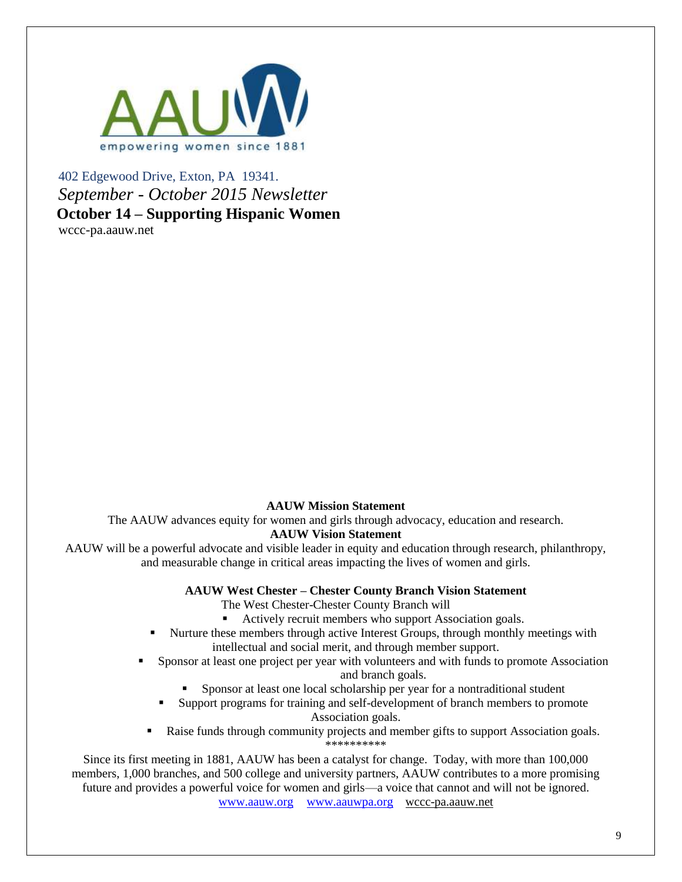AAUW

empowering women since 1881

402 Edgewood Drive, Exton, PA 19341.

*September - October 2015 Newsletter*

**October 14 – Supporting Hispanic Women**

wccc-pa.aauw.net

**AAUW Mission Statement**

The AAUW advances equity for women and girls through advocacy, education and research.

**AAUW Vision Statement**

AAUW will be a powerful advocate and visible leader in equity and education through research, philanthropy, and measurable change in critical areas impacting the lives of women and girls.

**AAUW West Chester – Chester County Branch Vision Statement**

The West Chester-Chester County Branch will

- Actively recruit members who support Association goals.
- Nurture these members through active Interest Groups, through monthly meetings with intellectual and social merit, and through member support.
- Sponsor at least one project per year with volunteers and with funds to promote Association and branch goals.
- Sponsor at least one local scholarship per year for a nontraditional student
- Support programs for training and self-development of branch members to promote Association goals.
- Raise funds through community projects and member gifts to support Association goals.

**********

Since its first meeting in 1881, AAUW has been a catalyst for change. Today, with more than 100,000 members, 1,000 branches, and 500 college and university partners, AAUW contributes to a more promising future and provides a powerful voice for women and girls—a voice that cannot and will not be ignored.

www.aauw.org www.aauwpa.org wccc-pa.aauw.net